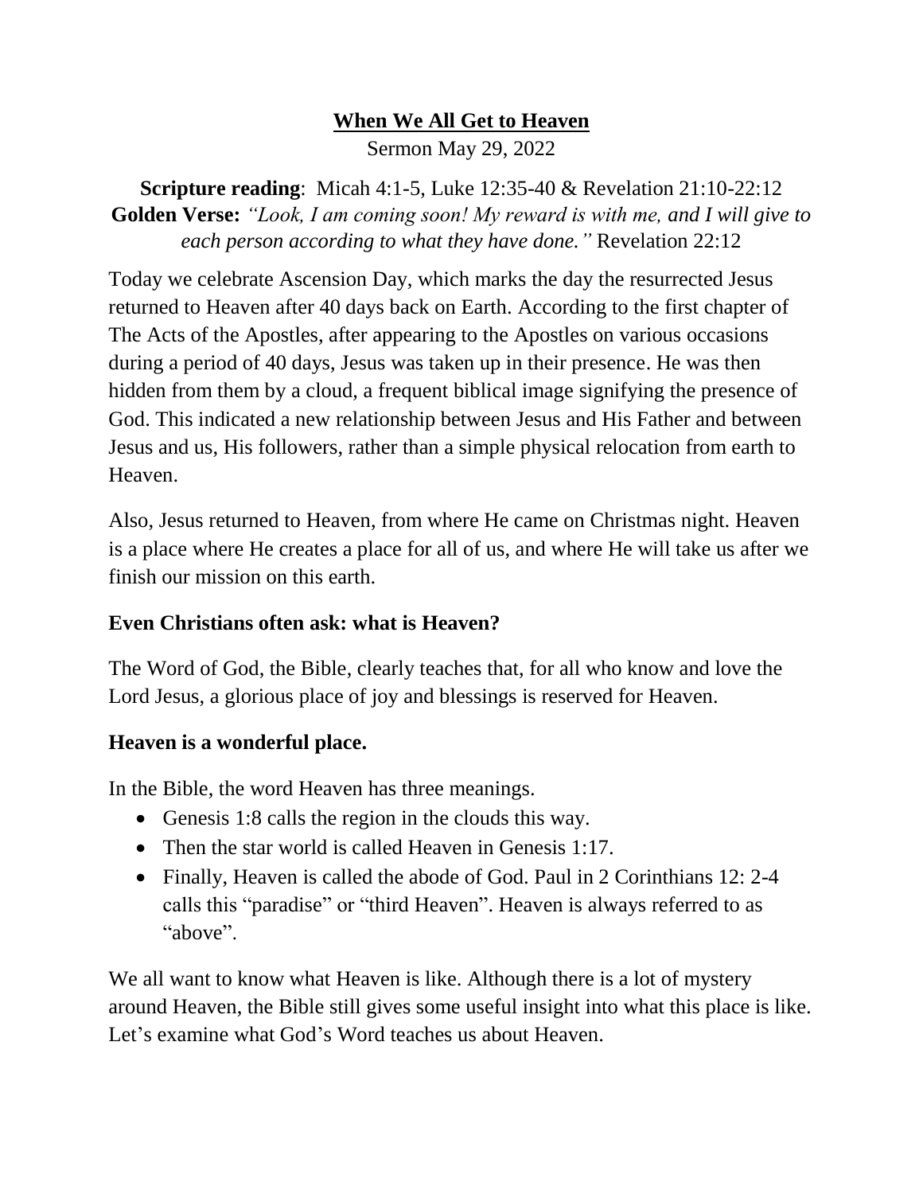# When We All Get to Heaven

Sermon May 29, 2022

**Scripture reading**: Micah 4:1-5, Luke 12:35-40 & Revelation 21:10-22:12
**Golden Verse:** *"Look, I am coming soon! My reward is with me, and I will give to each person according to what they have done."* Revelation 22:12

Today we celebrate Ascension Day, which marks the day the resurrected Jesus returned to Heaven after 40 days back on Earth. According to the first chapter of The Acts of the Apostles, after appearing to the Apostles on various occasions during a period of 40 days, Jesus was taken up in their presence. He was then hidden from them by a cloud, a frequent biblical image signifying the presence of God. This indicated a new relationship between Jesus and His Father and between Jesus and us, His followers, rather than a simple physical relocation from earth to Heaven.

Also, Jesus returned to Heaven, from where He came on Christmas night. Heaven is a place where He creates a place for all of us, and where He will take us after we finish our mission on this earth.

**Even Christians often ask: what is Heaven?**

The Word of God, the Bible, clearly teaches that, for all who know and love the Lord Jesus, a glorious place of joy and blessings is reserved for Heaven.

**Heaven is a wonderful place.**

In the Bible, the word Heaven has three meanings.

- Genesis 1:8 calls the region in the clouds this way.
- Then the star world is called Heaven in Genesis 1:17.
- Finally, Heaven is called the abode of God. Paul in 2 Corinthians 12: 2-4 calls this "paradise" or "third Heaven". Heaven is always referred to as "above".

We all want to know what Heaven is like. Although there is a lot of mystery around Heaven, the Bible still gives some useful insight into what this place is like. Let's examine what God's Word teaches us about Heaven.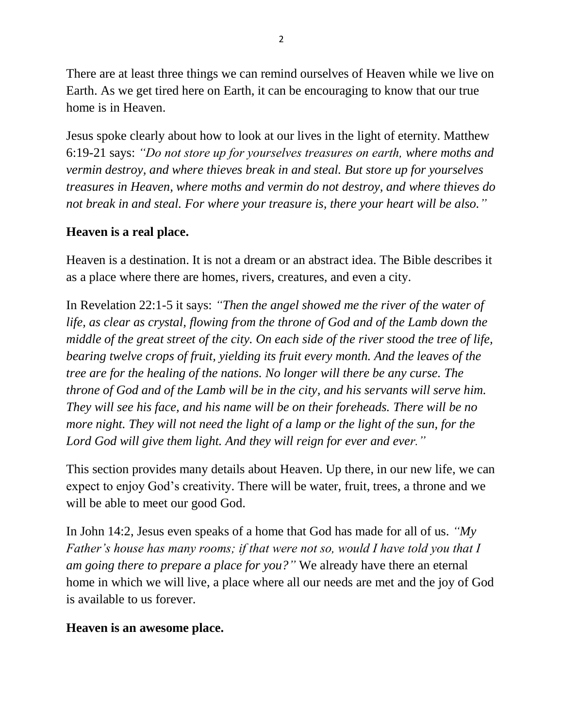There are at least three things we can remind ourselves of Heaven while we live on Earth. As we get tired here on Earth, it can be encouraging to know that our true home is in Heaven.

Jesus spoke clearly about how to look at our lives in the light of eternity. Matthew 6:19-21 says: *"Do not store up for yourselves treasures on earth, where moths and vermin destroy, and where thieves break in and steal. But store up for yourselves treasures in Heaven, where moths and vermin do not destroy, and where thieves do not break in and steal. For where your treasure is, there your heart will be also."*

**Heaven is a real place.**

Heaven is a destination. It is not a dream or an abstract idea. The Bible describes it as a place where there are homes, rivers, creatures, and even a city.

In Revelation 22:1-5 it says: *"Then the angel showed me the river of the water of life, as clear as crystal, flowing from the throne of God and of the Lamb down the middle of the great street of the city. On each side of the river stood the tree of life, bearing twelve crops of fruit, yielding its fruit every month. And the leaves of the tree are for the healing of the nations. No longer will there be any curse. The throne of God and of the Lamb will be in the city, and his servants will serve him. They will see his face, and his name will be on their foreheads. There will be no more night. They will not need the light of a lamp or the light of the sun, for the Lord God will give them light. And they will reign for ever and ever."*

This section provides many details about Heaven. Up there, in our new life, we can expect to enjoy God's creativity. There will be water, fruit, trees, a throne and we will be able to meet our good God.

In John 14:2, Jesus even speaks of a home that God has made for all of us. *"My Father's house has many rooms; if that were not so, would I have told you that I am going there to prepare a place for you?"* We already have there an eternal home in which we will live, a place where all our needs are met and the joy of God is available to us forever.

**Heaven is an awesome place.**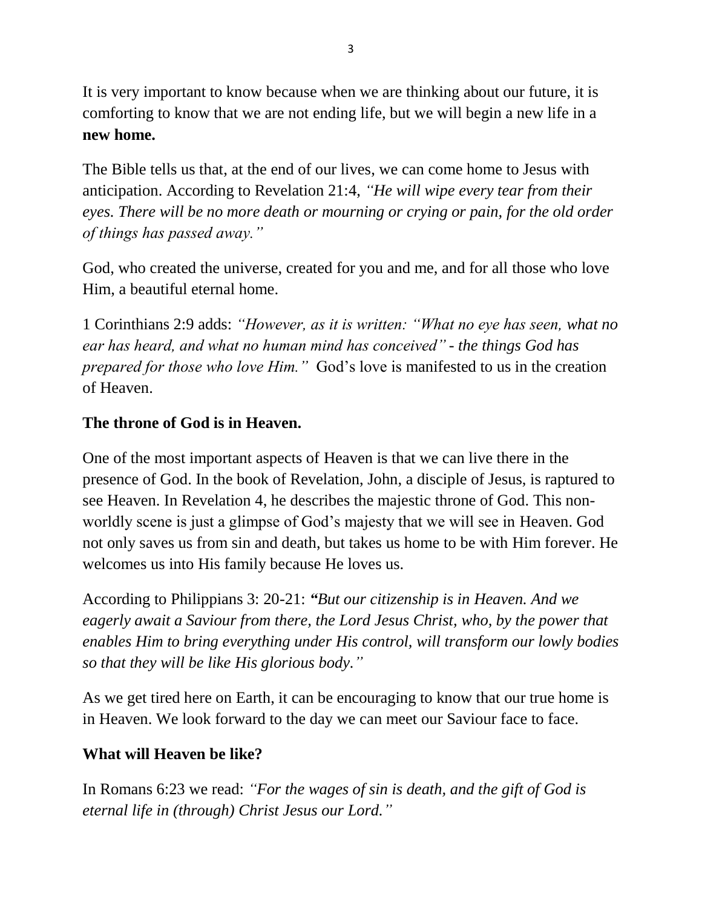It is very important to know because when we are thinking about our future, it is comforting to know that we are not ending life, but we will begin a new life in a **new home.**

The Bible tells us that, at the end of our lives, we can come home to Jesus with anticipation. According to Revelation 21:4, *"He will wipe every tear from their eyes. There will be no more death or mourning or crying or pain, for the old order of things has passed away."*

God, who created the universe, created for you and me, and for all those who love Him, a beautiful eternal home.

1 Corinthians 2:9 adds: *"However, as it is written: "What no eye has seen, what no ear has heard, and what no human mind has conceived" - the things God has prepared for those who love Him."* God's love is manifested to us in the creation of Heaven.

**The throne of God is in Heaven.**

One of the most important aspects of Heaven is that we can live there in the presence of God. In the book of Revelation, John, a disciple of Jesus, is raptured to see Heaven. In Revelation 4, he describes the majestic throne of God. This non-worldly scene is just a glimpse of God's majesty that we will see in Heaven. God not only saves us from sin and death, but takes us home to be with Him forever. He welcomes us into His family because He loves us.

According to Philippians 3: 20-21: ***"****But our citizenship is in Heaven. And we eagerly await a Saviour from there, the Lord Jesus Christ, who, by the power that enables Him to bring everything under His control, will transform our lowly bodies so that they will be like His glorious body."*

As we get tired here on Earth, it can be encouraging to know that our true home is in Heaven. We look forward to the day we can meet our Saviour face to face.

**What will Heaven be like?**

In Romans 6:23 we read: *"For the wages of sin is death, and the gift of God is eternal life in (through) Christ Jesus our Lord."*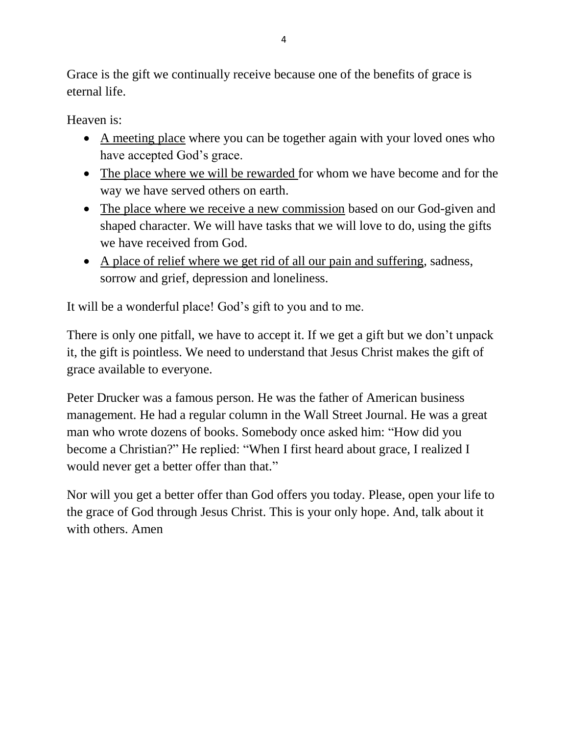Grace is the gift we continually receive because one of the benefits of grace is eternal life.

Heaven is:

- <u>A meeting place</u> where you can be together again with your loved ones who have accepted God's grace.
- <u>The place where we will be rewarded</u> for whom we have become and for the way we have served others on earth.
- <u>The place where we receive a new commission</u> based on our God-given and shaped character. We will have tasks that we will love to do, using the gifts we have received from God.
- <u>A place of relief where we get rid of all our pain and suffering</u>, sadness, sorrow and grief, depression and loneliness.

It will be a wonderful place! God's gift to you and to me.

There is only one pitfall, we have to accept it. If we get a gift but we don't unpack it, the gift is pointless. We need to understand that Jesus Christ makes the gift of grace available to everyone.

Peter Drucker was a famous person. He was the father of American business management. He had a regular column in the Wall Street Journal. He was a great man who wrote dozens of books. Somebody once asked him: "How did you become a Christian?" He replied: "When I first heard about grace, I realized I would never get a better offer than that."

Nor will you get a better offer than God offers you today. Please, open your life to the grace of God through Jesus Christ. This is your only hope. And, talk about it with others. Amen